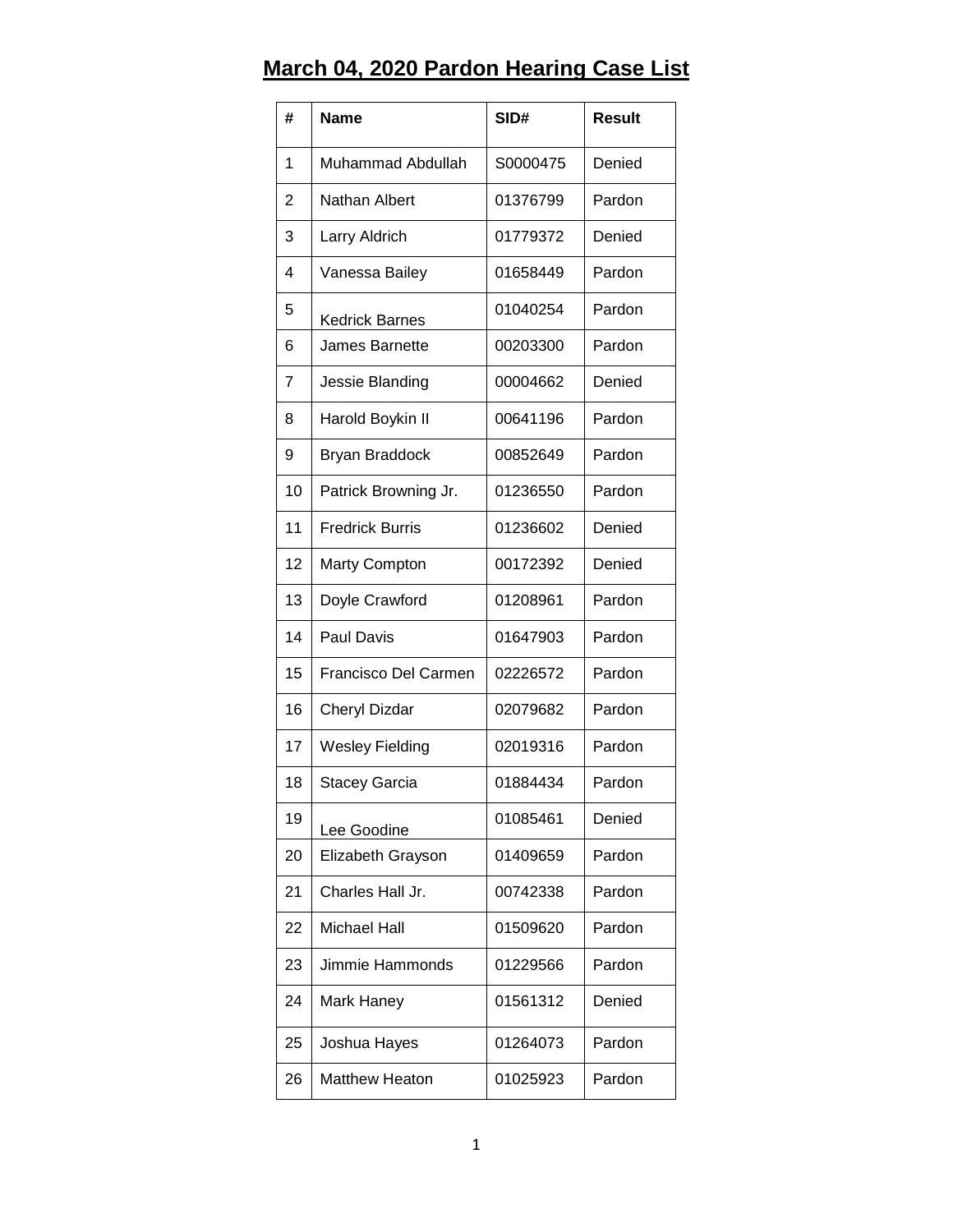# March 04, 2020 Pardon Hearing Case List

| # | Name | SID# | Result |
|---|---|---|---|
| 1 | Muhammad Abdullah | S0000475 | Denied |
| 2 | Nathan Albert | 01376799 | Pardon |
| 3 | Larry Aldrich | 01779372 | Denied |
| 4 | Vanessa Bailey | 01658449 | Pardon |
| 5 | Kedrick Barnes | 01040254 | Pardon |
| 6 | James Barnette | 00203300 | Pardon |
| 7 | Jessie Blanding | 00004662 | Denied |
| 8 | Harold Boykin II | 00641196 | Pardon |
| 9 | Bryan Braddock | 00852649 | Pardon |
| 10 | Patrick Browning Jr. | 01236550 | Pardon |
| 11 | Fredrick Burris | 01236602 | Denied |
| 12 | Marty Compton | 00172392 | Denied |
| 13 | Doyle Crawford | 01208961 | Pardon |
| 14 | Paul Davis | 01647903 | Pardon |
| 15 | Francisco Del Carmen | 02226572 | Pardon |
| 16 | Cheryl Dizdar | 02079682 | Pardon |
| 17 | Wesley Fielding | 02019316 | Pardon |
| 18 | Stacey Garcia | 01884434 | Pardon |
| 19 | Lee Goodine | 01085461 | Denied |
| 20 | Elizabeth Grayson | 01409659 | Pardon |
| 21 | Charles Hall Jr. | 00742338 | Pardon |
| 22 | Michael Hall | 01509620 | Pardon |
| 23 | Jimmie Hammonds | 01229566 | Pardon |
| 24 | Mark Haney | 01561312 | Denied |
| 25 | Joshua Hayes | 01264073 | Pardon |
| 26 | Matthew Heaton | 01025923 | Pardon |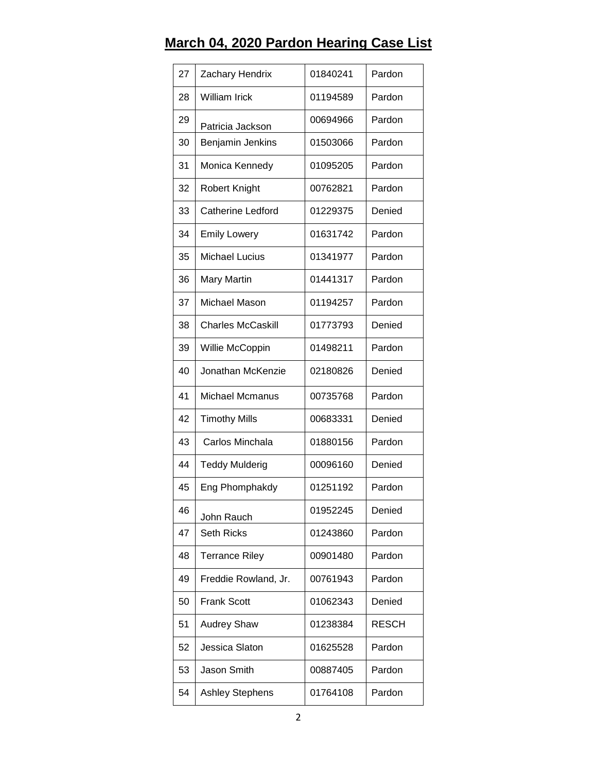# March 04, 2020 Pardon Hearing Case List

| | | | |
|---|---|---|---|
| 27 | Zachary Hendrix | 01840241 | Pardon |
| 28 | William Irick | 01194589 | Pardon |
| 29 | Patricia Jackson | 00694966 | Pardon |
| 30 | Benjamin Jenkins | 01503066 | Pardon |
| 31 | Monica Kennedy | 01095205 | Pardon |
| 32 | Robert Knight | 00762821 | Pardon |
| 33 | Catherine Ledford | 01229375 | Denied |
| 34 | Emily Lowery | 01631742 | Pardon |
| 35 | Michael Lucius | 01341977 | Pardon |
| 36 | Mary Martin | 01441317 | Pardon |
| 37 | Michael Mason | 01194257 | Pardon |
| 38 | Charles McCaskill | 01773793 | Denied |
| 39 | Willie McCoppin | 01498211 | Pardon |
| 40 | Jonathan McKenzie | 02180826 | Denied |
| 41 | Michael Mcmanus | 00735768 | Pardon |
| 42 | Timothy Mills | 00683331 | Denied |
| 43 | Carlos Minchala | 01880156 | Pardon |
| 44 | Teddy Mulderig | 00096160 | Denied |
| 45 | Eng Phomphakdy | 01251192 | Pardon |
| 46 | John Rauch | 01952245 | Denied |
| 47 | Seth Ricks | 01243860 | Pardon |
| 48 | Terrance Riley | 00901480 | Pardon |
| 49 | Freddie Rowland, Jr. | 00761943 | Pardon |
| 50 | Frank Scott | 01062343 | Denied |
| 51 | Audrey Shaw | 01238384 | RESCH |
| 52 | Jessica Slaton | 01625528 | Pardon |
| 53 | Jason Smith | 00887405 | Pardon |
| 54 | Ashley Stephens | 01764108 | Pardon |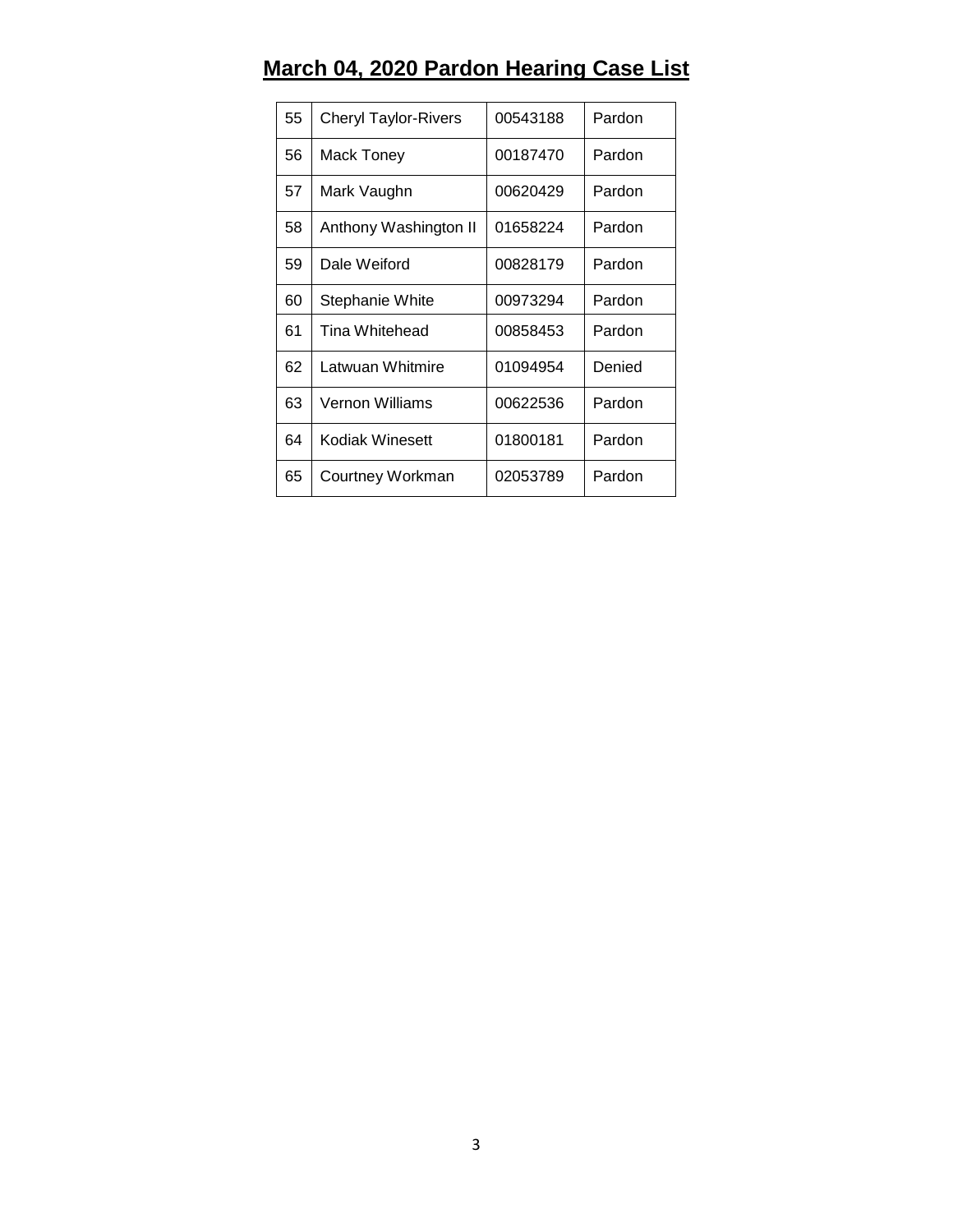# March 04, 2020 Pardon Hearing Case List

| | | | |
|---|---|---|---|
| 55 | Cheryl Taylor-Rivers | 00543188 | Pardon |
| 56 | Mack Toney | 00187470 | Pardon |
| 57 | Mark Vaughn | 00620429 | Pardon |
| 58 | Anthony Washington II | 01658224 | Pardon |
| 59 | Dale Weiford | 00828179 | Pardon |
| 60 | Stephanie White | 00973294 | Pardon |
| 61 | Tina Whitehead | 00858453 | Pardon |
| 62 | Latwuan Whitmire | 01094954 | Denied |
| 63 | Vernon Williams | 00622536 | Pardon |
| 64 | Kodiak Winesett | 01800181 | Pardon |
| 65 | Courtney Workman | 02053789 | Pardon |